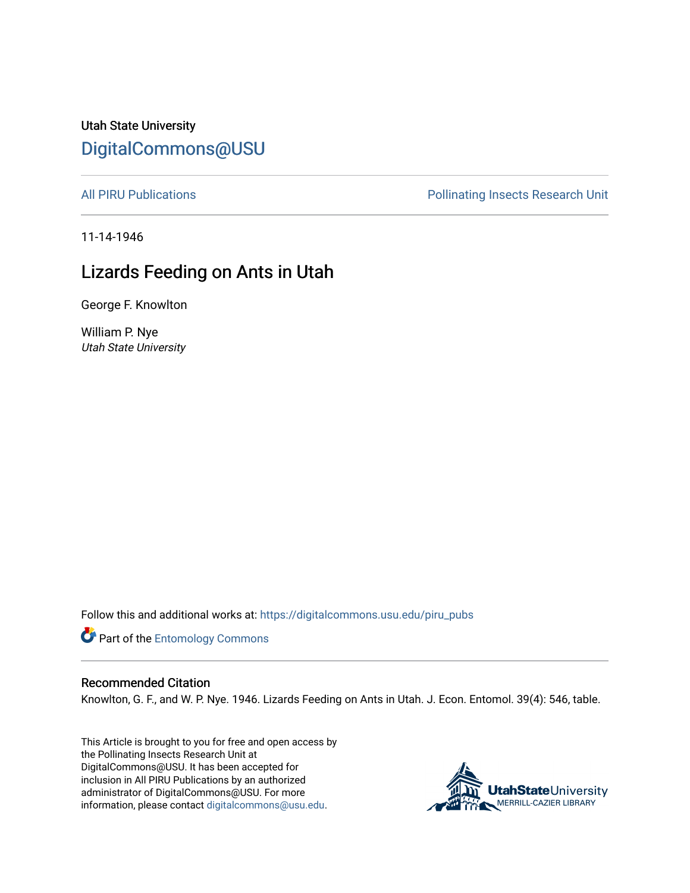Utah State University

DigitalCommons@USU

All PIRU Publications

Pollinating Insects Research Unit

11-14-1946

# Lizards Feeding on Ants in Utah

George F. Knowlton

William P. Nye
*Utah State University*

Follow this and additional works at: https://digitalcommons.usu.edu/piru_pubs

Part of the Entomology Commons

## Recommended Citation

Knowlton, G. F., and W. P. Nye. 1946. Lizards Feeding on Ants in Utah. J. Econ. Entomol. 39(4): 546, table.

This Article is brought to you for free and open access by the Pollinating Insects Research Unit at DigitalCommons@USU. It has been accepted for inclusion in All PIRU Publications by an authorized administrator of DigitalCommons@USU. For more information, please contact digitalcommons@usu.edu.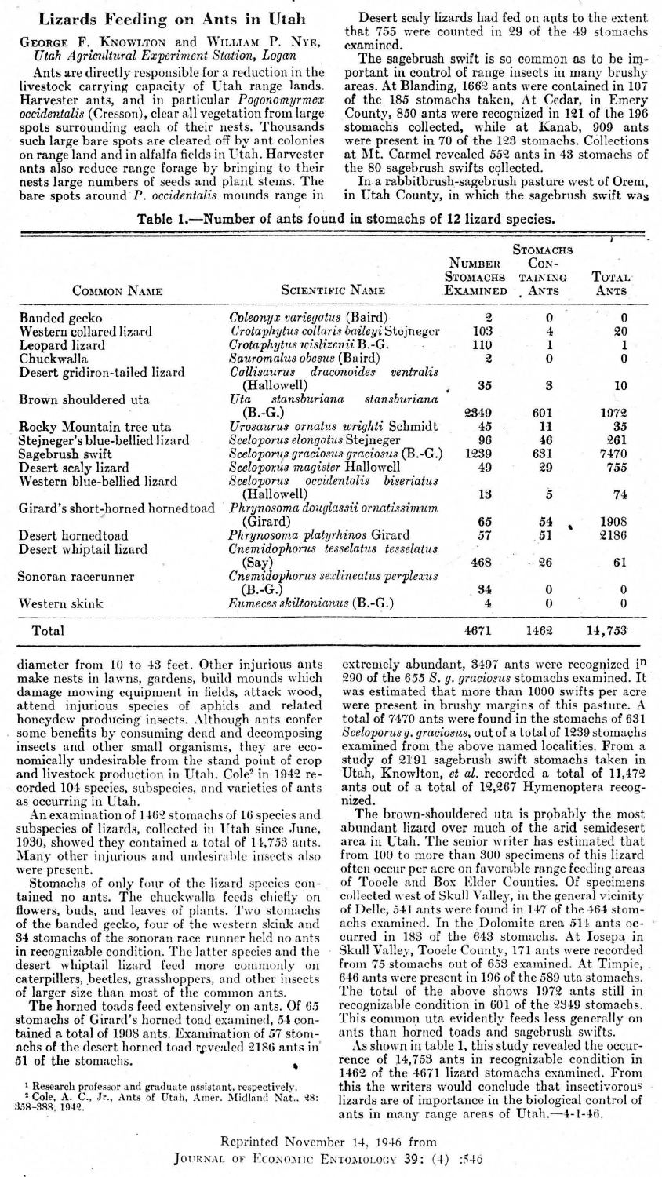# Lizards Feeding on Ants in Utah

George F. Knowlton and William P. Nye,[1] *Utah Agricultural Experiment Station, Logan*

Ants are directly responsible for a reduction in the livestock carrying capacity of Utah range lands. Harvester ants, and in particular *Pogonomyrmex occidentalis* (Cresson), clear all vegetation from large spots surrounding each of their nests. Thousands such large bare spots are cleared off by ant colonies on range land and in alfalfa fields in Utah. Harvester ants also reduce range forage by bringing to their nests large numbers of seeds and plant stems. The bare spots around *P. occidentalis* mounds range in diameter from 10 to 43 feet. Other injurious ants make nests in lawns, gardens, build mounds which damage mowing equipment in fields, attack wood, attend injurious species of aphids and related honeydew producing insects. Although ants confer some benefits by consuming dead and decomposing insects and other small organisms, they are economically undesirable from the stand point of crop and livestock production in Utah. Cole[2] in 1942 recorded 104 species, subspecies, and varieties of ants as occurring in Utah.

An examination of 1462 stomachs of 16 species and subspecies of lizards, collected in Utah since June, 1930, showed they contained a total of 14,753 ants. Many other injurious and undesirable insects also were present.

Stomachs of only four of the lizard species contained no ants. The chuckwalla feeds chiefly on flowers, buds, and leaves of plants. Two stomachs of the banded gecko, four of the western skink and 34 stomachs of the sonoran race runner held no ants in recognizable condition. The latter species and the desert whiptail lizard feed more commonly on caterpillers, beetles, grasshoppers, and other insects of larger size than most of the common ants.

The horned toads feed extensively on ants. Of 65 stomachs of Girard's horned toad examined, 54 contained a total of 1908 ants. Examination of 57 stomachs of the desert horned toad revealed 2186 ants in 51 of the stomachs.

Desert scaly lizards had fed on ants to the extent that 755 were counted in 29 of the 49 stomachs examined.

The sagebrush swift is so common as to be important in control of range insects in many brushy areas. At Blanding, 1662 ants were contained in 107 of the 185 stomachs taken. At Cedar, in Emery County, 850 ants were recognized in 121 of the 196 stomachs collected, while at Kanab, 909 ants were present in 70 of the 123 stomachs. Collections at Mt. Carmel revealed 552 ants in 43 stomachs of the 80 sagebrush swifts collected.

In a rabbitbrush-sagebrush pasture west of Orem, in Utah County, in which the sagebrush swift was extremely abundant, 3497 ants were recognized in 290 of the 655 *S. g. graciosus* stomachs examined. It was estimated that more than 1000 swifts per acre were present in brushy margins of this pasture. A total of 7470 ants were found in the stomachs of 631 *Sceloporus g. graciosus*, out of a total of 1239 stomachs examined from the above named localities. From a study of 2191 sagebrush swift stomachs taken in Utah, Knowlton, *et al.* recorded a total of 11,472 ants out of a total of 12,267 Hymenoptera recognized.

The brown-shouldered uta is probably the most abundant lizard over much of the arid semidesert area in Utah. The senior writer has estimated that from 100 to more than 300 specimens of this lizard often occur per acre on favorable range feeding areas of Tooele and Box Elder Counties. Of specimens collected west of Skull Valley, in the general vicinity of Delle, 541 ants were found in 147 of the 464 stomachs examined. In the Dolomite area 514 ants occurred in 183 of the 643 stomachs. At Iosepa in Skull Valley, Tooele County, 171 ants were recorded from 75 stomachs out of 653 examined. At Timpie, 646 ants were present in 196 of the 589 uta stomachs. The total of the above shows 1972 ants still in recognizable condition in 601 of the 2349 stomachs. This common uta evidently feeds less generally on ants than horned toads and sagebrush swifts.

As shown in table 1, this study revealed the occurrence of 14,753 ants in recognizable condition in 1462 of the 4671 lizard stomachs examined. From this the writers would conclude that insectivorous lizards are of importance in the biological control of ants in many range areas of Utah.—4-1-46.

**Table 1.—Number of ants found in stomachs of 12 lizard species.**

| Common Name | Scientific Name | Number Stomachs Examined | Stomachs Containing Ants | Total Ants |
|---|---|---|---|---|
| Banded gecko | *Coleonyx variegatus* (Baird) | 2 | 0 | 0 |
| Western collared lizard | *Crotaphytus collaris baileyi* Stejneger | 103 | 4 | 20 |
| Leopard lizard | *Crotaphytus wislizenii* B.-G. | 110 | 1 | 1 |
| Chuckwalla | *Sauromalus obesus* (Baird) | 2 | 0 | 0 |
| Desert gridiron-tailed lizard | *Callisaurus draconoides ventralis* (Hallowell) | 35 | 3 | 10 |
| Brown shouldered uta | *Uta stansburiana stansburiana* (B.-G.) | 2349 | 601 | 1972 |
| Rocky Mountain tree uta | *Urosaurus ornatus wrighti* Schmidt | 45 | 11 | 35 |
| Stejneger's blue-bellied lizard | *Sceloporus elongatus* Stejneger | 96 | 46 | 261 |
| Sagebrush swift | *Sceloporus graciosus graciosus* (B.-G.) | 1239 | 631 | 7470 |
| Desert scaly lizard | *Sceloporus magister* Hallowell | 49 | 29 | 755 |
| Western blue-bellied lizard | *Sceloporus occidentalis biseriatus* (Hallowell) | 13 | 5 | 74 |
| Girard's short-horned horned toad | *Phrynosoma douglassii ornatissimum* (Girard) | 65 | 54 | 1908 |
| Desert hornedtoad | *Phrynosoma platyrhinos* Girard | 57 | 51 | 2186 |
| Desert whiptail lizard | *Cnemidophorus tesselatus tesselatus* (Say) | 468 | 26 | 61 |
| Sonoran racerunner | *Cnemidophorus sexlineatus perplexus* (B.-G.) | 34 | 0 | 0 |
| Western skink | *Eumeces skiltonianus* (B.-G.) | 4 | 0 | 0 |
| Total | | 4671 | 1462 | 14,753 |

[1] Research professor and graduate assistant, respectively.

[2] Cole, A. C., Jr., Ants of Utah, Amer. Midland Nat., 28: 358-388, 1942.

Reprinted November 14, 1946 from
Journal of Economic Entomology 39: (4) :546